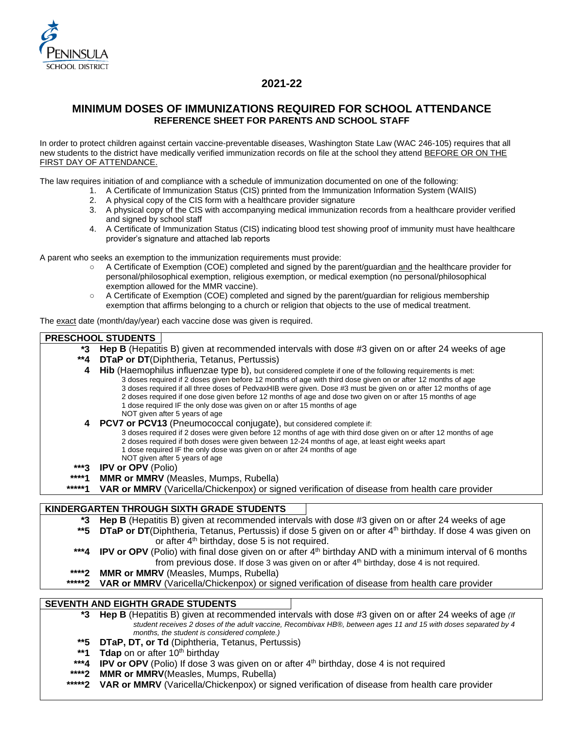PENINSULA SCHOOL DISTRICT

## 2021-22

# MINIMUM DOSES OF IMMUNIZATIONS REQUIRED FOR SCHOOL ATTENDANCE

### REFERENCE SHEET FOR PARENTS AND SCHOOL STAFF

In order to protect children against certain vaccine-preventable diseases, Washington State Law (WAC 246-105) requires that all new students to the district have medically verified immunization records on file at the school they attend BEFORE OR ON THE FIRST DAY OF ATTENDANCE.

The law requires initiation of and compliance with a schedule of immunization documented on one of the following:

1. A Certificate of Immunization Status (CIS) printed from the Immunization Information System (WAIIS)
2. A physical copy of the CIS form with a healthcare provider signature
3. A physical copy of the CIS with accompanying medical immunization records from a healthcare provider verified and signed by school staff
4. A Certificate of Immunization Status (CIS) indicating blood test showing proof of immunity must have healthcare provider's signature and attached lab reports

A parent who seeks an exemption to the immunization requirements must provide:

- A Certificate of Exemption (COE) completed and signed by the parent/guardian and the healthcare provider for personal/philosophical exemption, religious exemption, or medical exemption (no personal/philosophical exemption allowed for the MMR vaccine).
- A Certificate of Exemption (COE) completed and signed by the parent/guardian for religious membership exemption that affirms belonging to a church or religion that objects to the use of medical treatment.

The exact date (month/day/year) each vaccine dose was given is required.

### PRESCHOOL STUDENTS

- ***3** **Hep B** (Hepatitis B) given at recommended intervals with dose #3 given on or after 24 weeks of age
- ****4** **DTaP or DT**(Diphtheria, Tetanus, Pertussis)
- **4** **Hib** (Haemophilus influenzae type b), but considered complete if one of the following requirements is met:
  - 3 doses required if 2 doses given before 12 months of age with third dose given on or after 12 months of age
  - 3 doses required if all three doses of PedvaxHIB were given. Dose #3 must be given on or after 12 months of age
  - 2 doses required if one dose given before 12 months of age and dose two given on or after 15 months of age
  - 1 dose required IF the only dose was given on or after 15 months of age
  - NOT given after 5 years of age
- **4** **PCV7 or PCV13** (Pneumococcal conjugate), but considered complete if:
  - 3 doses required if 2 doses were given before 12 months of age with third dose given on or after 12 months of age
  - 2 doses required if both doses were given between 12-24 months of age, at least eight weeks apart
  - 1 dose required IF the only dose was given on or after 24 months of age
  - NOT given after 5 years of age
- *****3** **IPV or OPV** (Polio)
- ******1** **MMR or MMRV** (Measles, Mumps, Rubella)
- *******1** **VAR or MMRV** (Varicella/Chickenpox) or signed verification of disease from health care provider

### KINDERGARTEN THROUGH SIXTH GRADE STUDENTS

- ***3** **Hep B** (Hepatitis B) given at recommended intervals with dose #3 given on or after 24 weeks of age
- ****5** **DTaP or DT**(Diphtheria, Tetanus, Pertussis) if dose 5 given on or after 4th birthday. If dose 4 was given on or after 4th birthday, dose 5 is not required.
- *****4** **IPV or OPV** (Polio) with final dose given on or after 4th birthday AND with a minimum interval of 6 months from previous dose. If dose 3 was given on or after 4th birthday, dose 4 is not required.
- ******2** **MMR or MMRV** (Measles, Mumps, Rubella)
- *******2** **VAR or MMRV** (Varicella/Chickenpox) or signed verification of disease from health care provider

### SEVENTH AND EIGHTH GRADE STUDENTS

- ***3** **Hep B** (Hepatitis B) given at recommended intervals with dose #3 given on or after 24 weeks of age *(If student receives 2 doses of the adult vaccine, Recombivax HB®, between ages 11 and 15 with doses separated by 4 months, the student is considered complete.)*
- ****5** **DTaP, DT, or Td** (Diphtheria, Tetanus, Pertussis)
- ****1** **Tdap** on or after 10th birthday
- *****4** **IPV or OPV** (Polio) If dose 3 was given on or after 4th birthday, dose 4 is not required
- ******2** **MMR or MMRV**(Measles, Mumps, Rubella)
- *******2** **VAR or MMRV** (Varicella/Chickenpox) or signed verification of disease from health care provider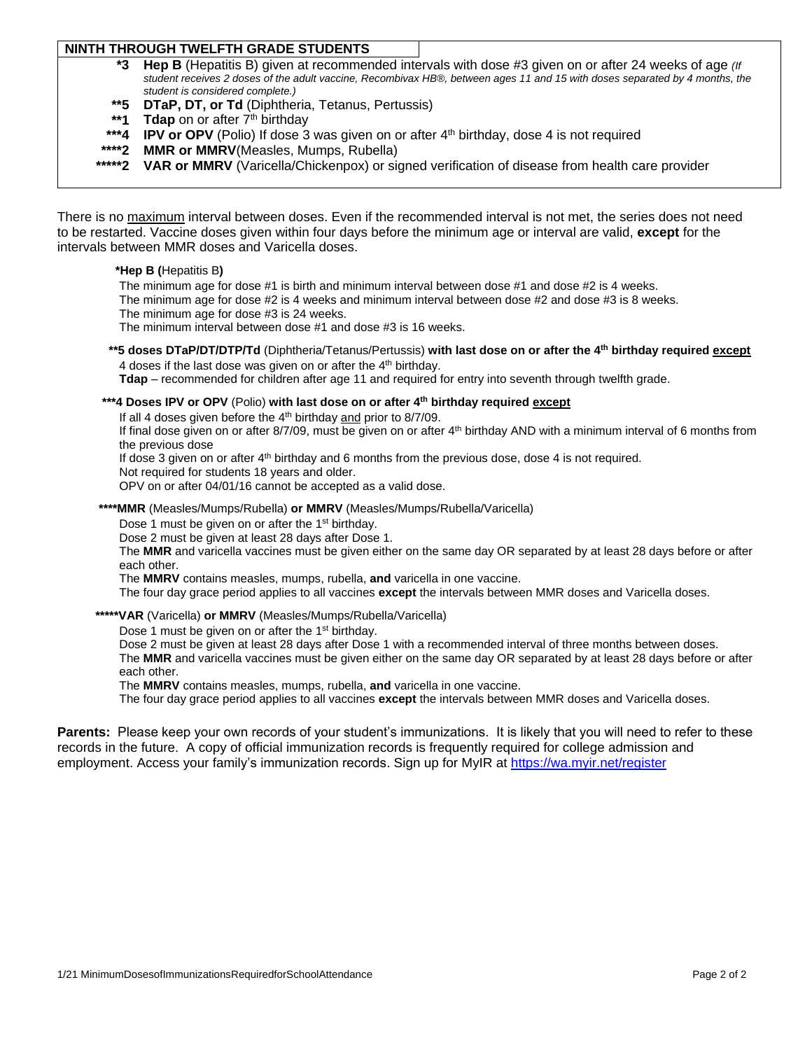## NINTH THROUGH TWELFTH GRADE STUDENTS

- **\*3 Hep B** (Hepatitis B) given at recommended intervals with dose #3 given on or after 24 weeks of age *(If student receives 2 doses of the adult vaccine, Recombivax HB®, between ages 11 and 15 with doses separated by 4 months, the student is considered complete.)*
- **\*\*5 DTaP, DT, or Td** (Diphtheria, Tetanus, Pertussis)
- **\*\*1 Tdap** on or after 7th birthday
- **\*\*\*4 IPV or OPV** (Polio) If dose 3 was given on or after 4th birthday, dose 4 is not required
- **\*\*\*\*2 MMR or MMRV**(Measles, Mumps, Rubella)
- **\*\*\*\*\*2 VAR or MMRV** (Varicella/Chickenpox) or signed verification of disease from health care provider

There is no <u>maximum</u> interval between doses. Even if the recommended interval is not met, the series does not need to be restarted. Vaccine doses given within four days before the minimum age or interval are valid, **except** for the intervals between MMR doses and Varicella doses.

**\*Hep B (**Hepatitis B**)**

The minimum age for dose #1 is birth and minimum interval between dose #1 and dose #2 is 4 weeks.
The minimum age for dose #2 is 4 weeks and minimum interval between dose #2 and dose #3 is 8 weeks.
The minimum age for dose #3 is 24 weeks.
The minimum interval between dose #1 and dose #3 is 16 weeks.

**\*\*5 doses DTaP/DT/DTP/Td** (Diphtheria/Tetanus/Pertussis) **with last dose on or after the 4th birthday required <u>except</u>**

4 doses if the last dose was given on or after the 4th birthday.
**Tdap** – recommended for children after age 11 and required for entry into seventh through twelfth grade.

**\*\*\*4 Doses IPV or OPV** (Polio) **with last dose on or after 4th birthday required <u>except</u>**

If all 4 doses given before the 4th birthday <u>and</u> prior to 8/7/09.
If final dose given on or after 8/7/09, must be given on or after 4th birthday AND with a minimum interval of 6 months from the previous dose
If dose 3 given on or after 4th birthday and 6 months from the previous dose, dose 4 is not required.
Not required for students 18 years and older.
OPV on or after 04/01/16 cannot be accepted as a valid dose.

**\*\*\*\*MMR** (Measles/Mumps/Rubella) **or MMRV** (Measles/Mumps/Rubella/Varicella)

Dose 1 must be given on or after the 1st birthday.
Dose 2 must be given at least 28 days after Dose 1.
The **MMR** and varicella vaccines must be given either on the same day OR separated by at least 28 days before or after each other.
The **MMRV** contains measles, mumps, rubella, **and** varicella in one vaccine.
The four day grace period applies to all vaccines **except** the intervals between MMR doses and Varicella doses.

**\*\*\*\*\*VAR** (Varicella) **or MMRV** (Measles/Mumps/Rubella/Varicella)

Dose 1 must be given on or after the 1st birthday.
Dose 2 must be given at least 28 days after Dose 1 with a recommended interval of three months between doses.
The **MMR** and varicella vaccines must be given either on the same day OR separated by at least 28 days before or after each other.
The **MMRV** contains measles, mumps, rubella, **and** varicella in one vaccine.
The four day grace period applies to all vaccines **except** the intervals between MMR doses and Varicella doses.

**Parents:** Please keep your own records of your student's immunizations. It is likely that you will need to refer to these records in the future. A copy of official immunization records is frequently required for college admission and employment. Access your family's immunization records. Sign up for MyIR at https://wa.myir.net/register

1/21 MinimumDosesofImmunizationsRequiredforSchoolAttendance